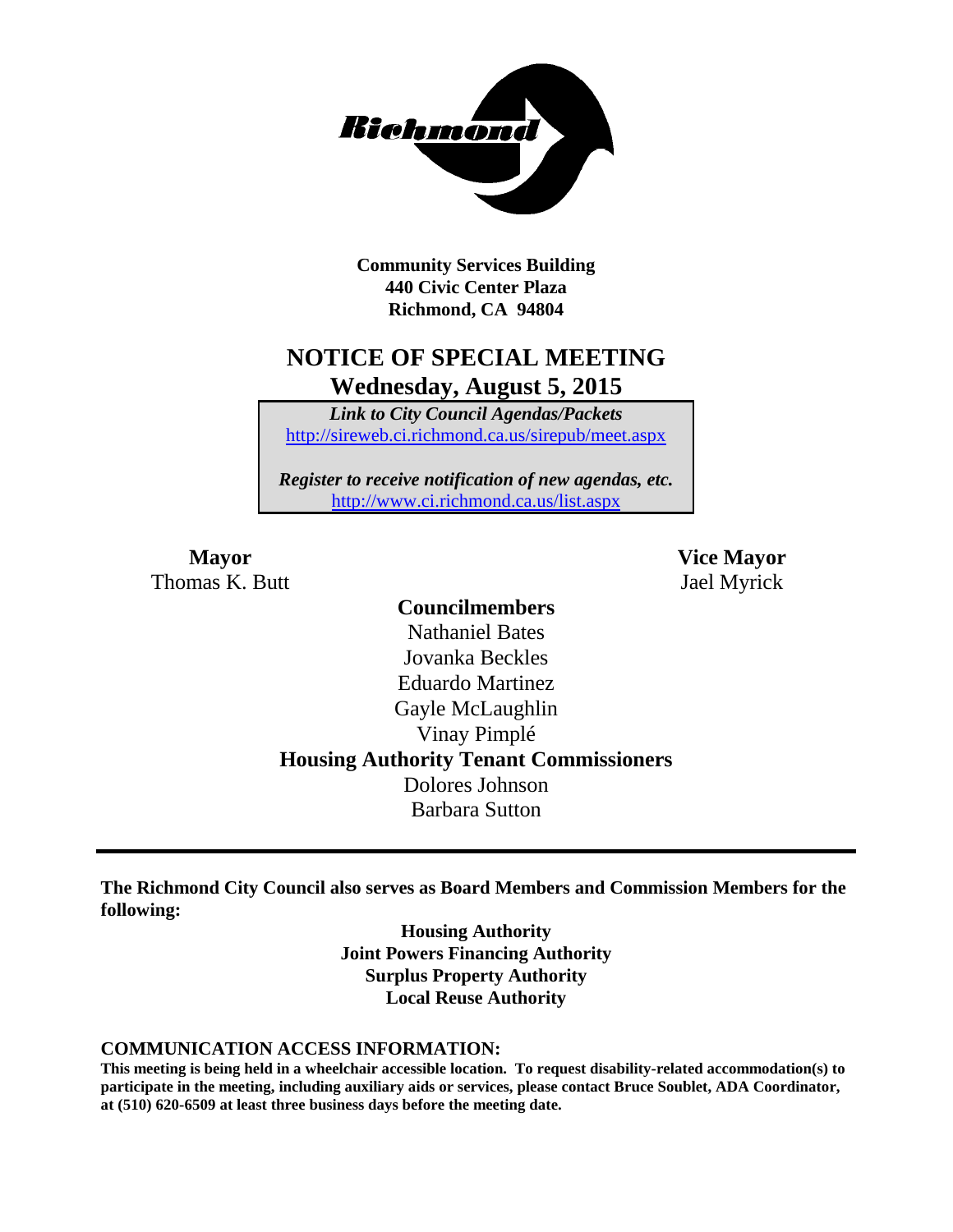**Community Services Building**
**440 Civic Center Plaza**
**Richmond, CA 94804**

# NOTICE OF SPECIAL MEETING

## Wednesday, August 5, 2015

***Link to City Council Agendas/Packets***
http://sireweb.ci.richmond.ca.us/sirepub/meet.aspx

***Register to receive notification of new agendas, etc.***
http://www.ci.richmond.ca.us/list.aspx

**Mayor**
Thomas K. Butt

**Vice Mayor**
Jael Myrick

**Councilmembers**
Nathaniel Bates
Jovanka Beckles
Eduardo Martinez
Gayle McLaughlin
Vinay Pimplé

**Housing Authority Tenant Commissioners**
Dolores Johnson
Barbara Sutton

---

**The Richmond City Council also serves as Board Members and Commission Members for the following:**

**Housing Authority**
**Joint Powers Financing Authority**
**Surplus Property Authority**
**Local Reuse Authority**

**COMMUNICATION ACCESS INFORMATION:**

**This meeting is being held in a wheelchair accessible location. To request disability-related accommodation(s) to participate in the meeting, including auxiliary aids or services, please contact Bruce Soublet, ADA Coordinator, at (510) 620-6509 at least three business days before the meeting date.**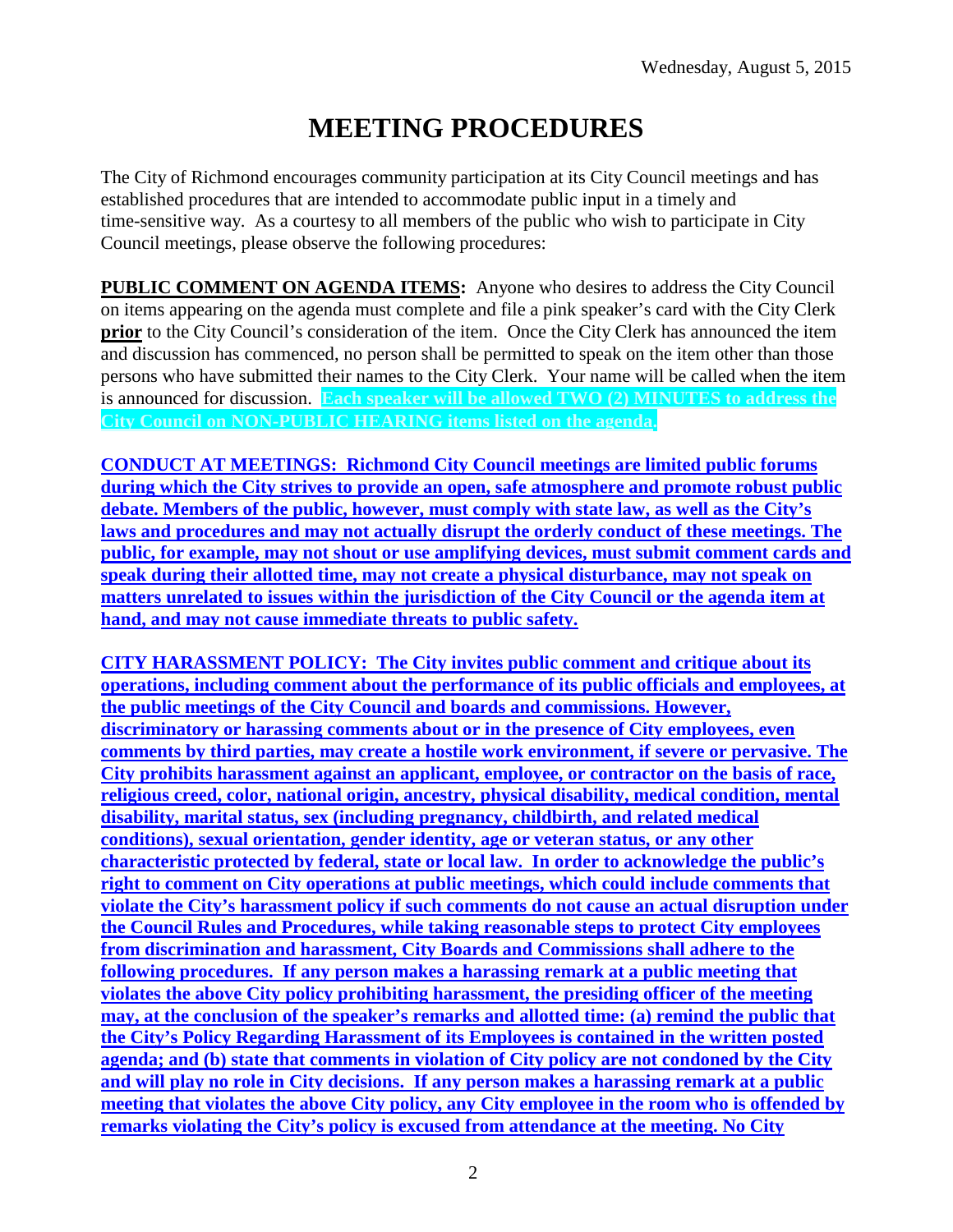Wednesday, August 5, 2015

# MEETING PROCEDURES

The City of Richmond encourages community participation at its City Council meetings and has established procedures that are intended to accommodate public input in a timely and time-sensitive way. As a courtesy to all members of the public who wish to participate in City Council meetings, please observe the following procedures:

**PUBLIC COMMENT ON AGENDA ITEMS:** Anyone who desires to address the City Council on items appearing on the agenda must complete and file a pink speaker's card with the City Clerk **prior** to the City Council's consideration of the item. Once the City Clerk has announced the item and discussion has commenced, no person shall be permitted to speak on the item other than those persons who have submitted their names to the City Clerk. Your name will be called when the item is announced for discussion. **Each speaker will be allowed TWO (2) MINUTES to address the City Council on NON-PUBLIC HEARING items listed on the agenda.**

**CONDUCT AT MEETINGS: Richmond City Council meetings are limited public forums during which the City strives to provide an open, safe atmosphere and promote robust public debate. Members of the public, however, must comply with state law, as well as the City's laws and procedures and may not actually disrupt the orderly conduct of these meetings. The public, for example, may not shout or use amplifying devices, must submit comment cards and speak during their allotted time, may not create a physical disturbance, may not speak on matters unrelated to issues within the jurisdiction of the City Council or the agenda item at hand, and may not cause immediate threats to public safety.**

**CITY HARASSMENT POLICY: The City invites public comment and critique about its operations, including comment about the performance of its public officials and employees, at the public meetings of the City Council and boards and commissions. However, discriminatory or harassing comments about or in the presence of City employees, even comments by third parties, may create a hostile work environment, if severe or pervasive. The City prohibits harassment against an applicant, employee, or contractor on the basis of race, religious creed, color, national origin, ancestry, physical disability, medical condition, mental disability, marital status, sex (including pregnancy, childbirth, and related medical conditions), sexual orientation, gender identity, age or veteran status, or any other characteristic protected by federal, state or local law. In order to acknowledge the public's right to comment on City operations at public meetings, which could include comments that violate the City's harassment policy if such comments do not cause an actual disruption under the Council Rules and Procedures, while taking reasonable steps to protect City employees from discrimination and harassment, City Boards and Commissions shall adhere to the following procedures. If any person makes a harassing remark at a public meeting that violates the above City policy prohibiting harassment, the presiding officer of the meeting may, at the conclusion of the speaker's remarks and allotted time: (a) remind the public that the City's Policy Regarding Harassment of its Employees is contained in the written posted agenda; and (b) state that comments in violation of City policy are not condoned by the City and will play no role in City decisions. If any person makes a harassing remark at a public meeting that violates the above City policy, any City employee in the room who is offended by remarks violating the City's policy is excused from attendance at the meeting. No City**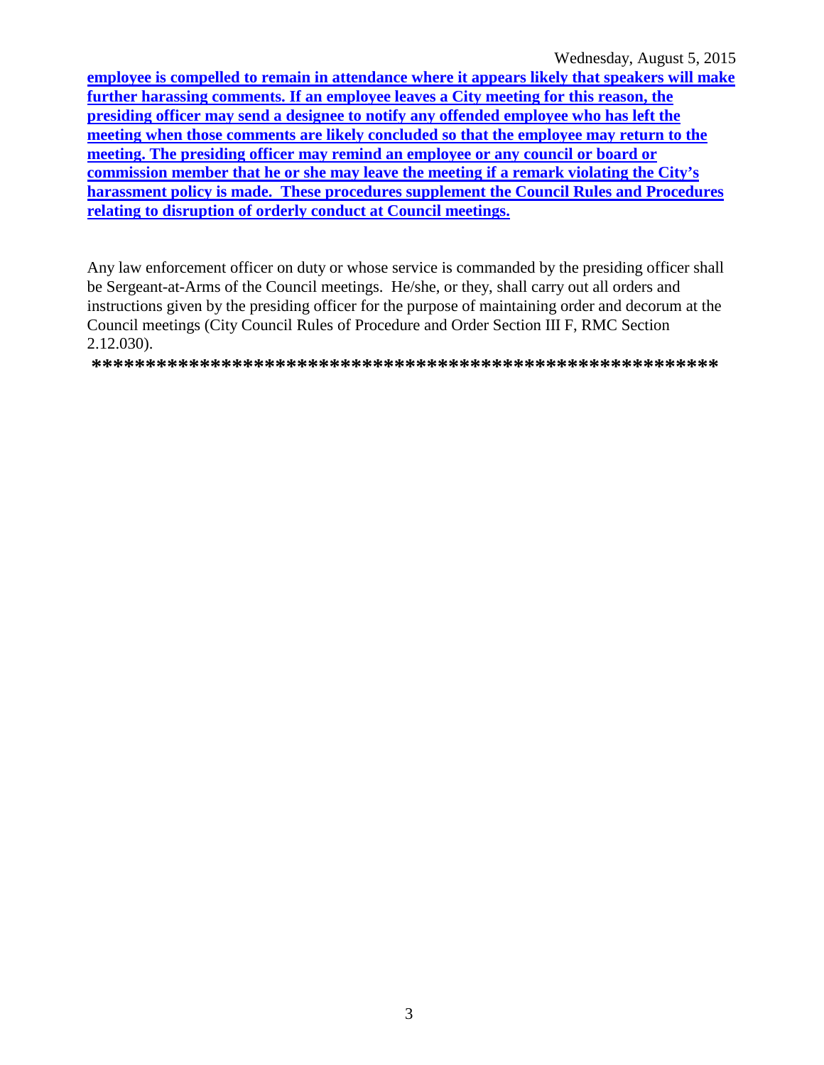**employee is compelled to remain in attendance where it appears likely that speakers will make further harassing comments. If an employee leaves a City meeting for this reason, the presiding officer may send a designee to notify any offended employee who has left the meeting when those comments are likely concluded so that the employee may return to the meeting. The presiding officer may remind an employee or any council or board or commission member that he or she may leave the meeting if a remark violating the City's harassment policy is made. These procedures supplement the Council Rules and Procedures relating to disruption of orderly conduct at Council meetings.**

Any law enforcement officer on duty or whose service is commanded by the presiding officer shall be Sergeant-at-Arms of the Council meetings. He/she, or they, shall carry out all orders and instructions given by the presiding officer for the purpose of maintaining order and decorum at the Council meetings (City Council Rules of Procedure and Order Section III F, RMC Section 2.12.030).

**\*\*\*\*\*\*\*\*\*\*\*\*\*\*\*\*\*\*\*\*\*\*\*\*\*\*\*\*\*\*\*\*\*\*\*\*\*\*\*\*\*\*\*\*\*\*\*\*\*\*\*\*\*\*\*\*\*\*\*\***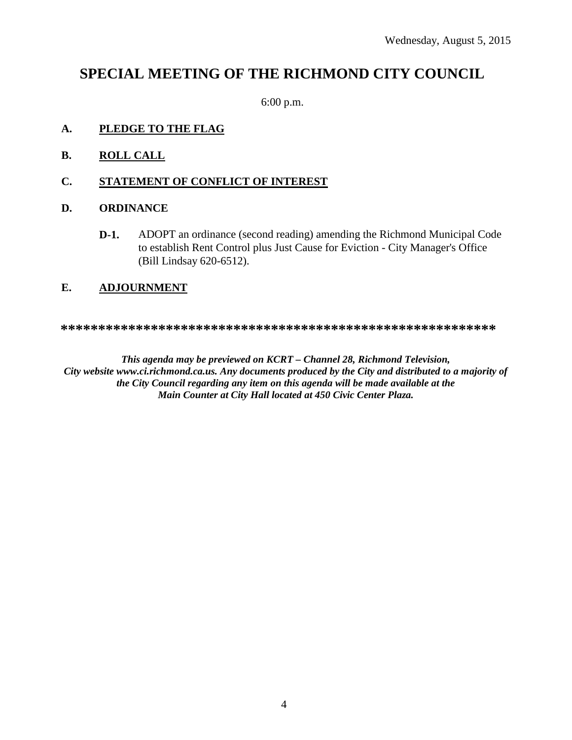Wednesday, August 5, 2015

# SPECIAL MEETING OF THE RICHMOND CITY COUNCIL

6:00 p.m.

**A. PLEDGE TO THE FLAG**

**B. ROLL CALL**

**C. STATEMENT OF CONFLICT OF INTEREST**

**D. ORDINANCE**

**D-1.** ADOPT an ordinance (second reading) amending the Richmond Municipal Code to establish Rent Control plus Just Cause for Eviction - City Manager's Office (Bill Lindsay 620-6512).

**E. ADJOURNMENT**

**********************************************************

***This agenda may be previewed on KCRT – Channel 28, Richmond Television, City website www.ci.richmond.ca.us. Any documents produced by the City and distributed to a majority of the City Council regarding any item on this agenda will be made available at the Main Counter at City Hall located at 450 Civic Center Plaza.***